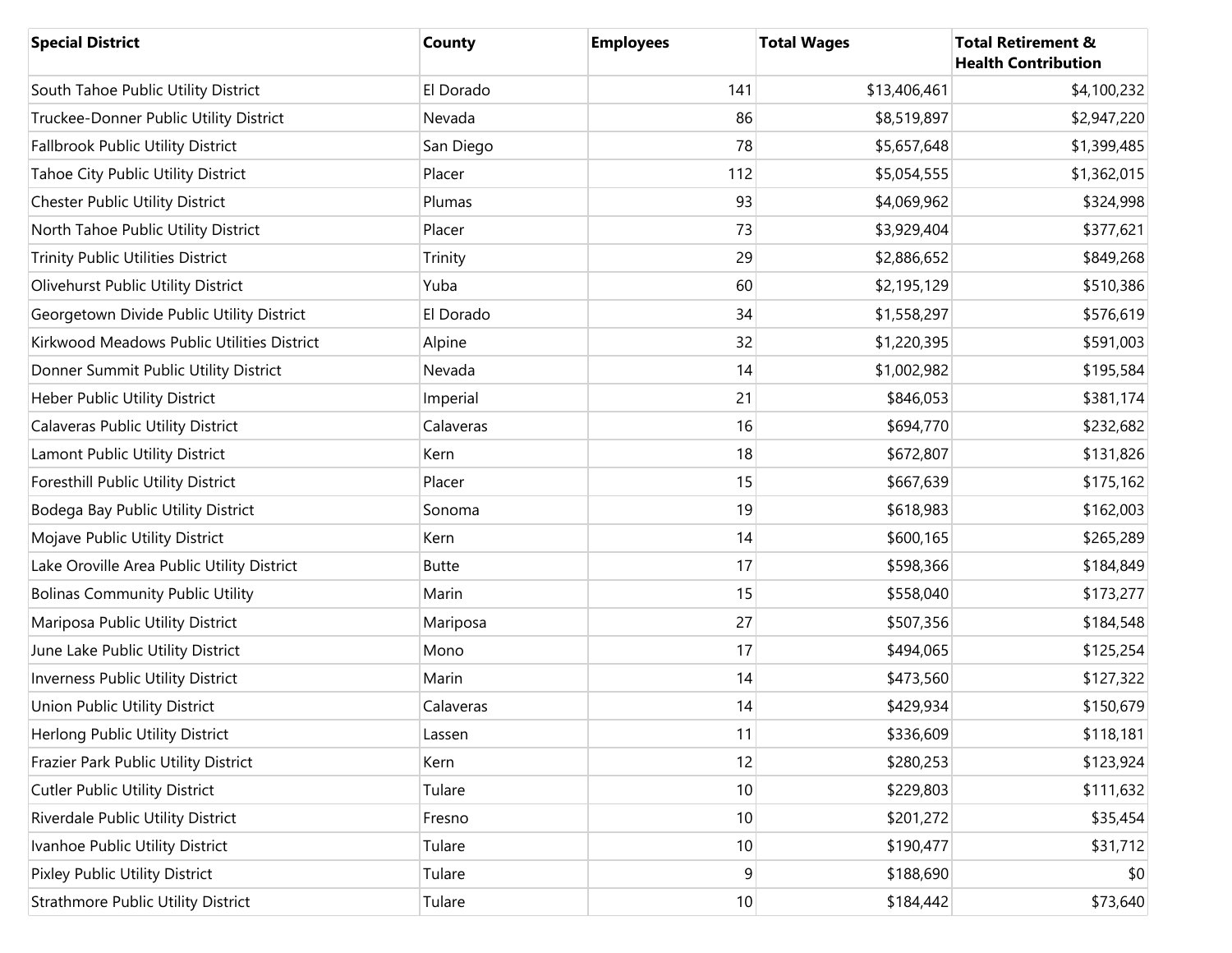| Special District | County | Employees | Total Wages | Total Retirement & Health Contribution |
|---|---|---|---|---|
| South Tahoe Public Utility District | El Dorado | 141 | $13,406,461 | $4,100,232 |
| Truckee-Donner Public Utility District | Nevada | 86 | $8,519,897 | $2,947,220 |
| Fallbrook Public Utility District | San Diego | 78 | $5,657,648 | $1,399,485 |
| Tahoe City Public Utility District | Placer | 112 | $5,054,555 | $1,362,015 |
| Chester Public Utility District | Plumas | 93 | $4,069,962 | $324,998 |
| North Tahoe Public Utility District | Placer | 73 | $3,929,404 | $377,621 |
| Trinity Public Utilities District | Trinity | 29 | $2,886,652 | $849,268 |
| Olivehurst Public Utility District | Yuba | 60 | $2,195,129 | $510,386 |
| Georgetown Divide Public Utility District | El Dorado | 34 | $1,558,297 | $576,619 |
| Kirkwood Meadows Public Utilities District | Alpine | 32 | $1,220,395 | $591,003 |
| Donner Summit Public Utility District | Nevada | 14 | $1,002,982 | $195,584 |
| Heber Public Utility District | Imperial | 21 | $846,053 | $381,174 |
| Calaveras Public Utility District | Calaveras | 16 | $694,770 | $232,682 |
| Lamont Public Utility District | Kern | 18 | $672,807 | $131,826 |
| Foresthill Public Utility District | Placer | 15 | $667,639 | $175,162 |
| Bodega Bay Public Utility District | Sonoma | 19 | $618,983 | $162,003 |
| Mojave Public Utility District | Kern | 14 | $600,165 | $265,289 |
| Lake Oroville Area Public Utility District | Butte | 17 | $598,366 | $184,849 |
| Bolinas Community Public Utility | Marin | 15 | $558,040 | $173,277 |
| Mariposa Public Utility District | Mariposa | 27 | $507,356 | $184,548 |
| June Lake Public Utility District | Mono | 17 | $494,065 | $125,254 |
| Inverness Public Utility District | Marin | 14 | $473,560 | $127,322 |
| Union Public Utility District | Calaveras | 14 | $429,934 | $150,679 |
| Herlong Public Utility District | Lassen | 11 | $336,609 | $118,181 |
| Frazier Park Public Utility District | Kern | 12 | $280,253 | $123,924 |
| Cutler Public Utility District | Tulare | 10 | $229,803 | $111,632 |
| Riverdale Public Utility District | Fresno | 10 | $201,272 | $35,454 |
| Ivanhoe Public Utility District | Tulare | 10 | $190,477 | $31,712 |
| Pixley Public Utility District | Tulare | 9 | $188,690 | $0 |
| Strathmore Public Utility District | Tulare | 10 | $184,442 | $73,640 |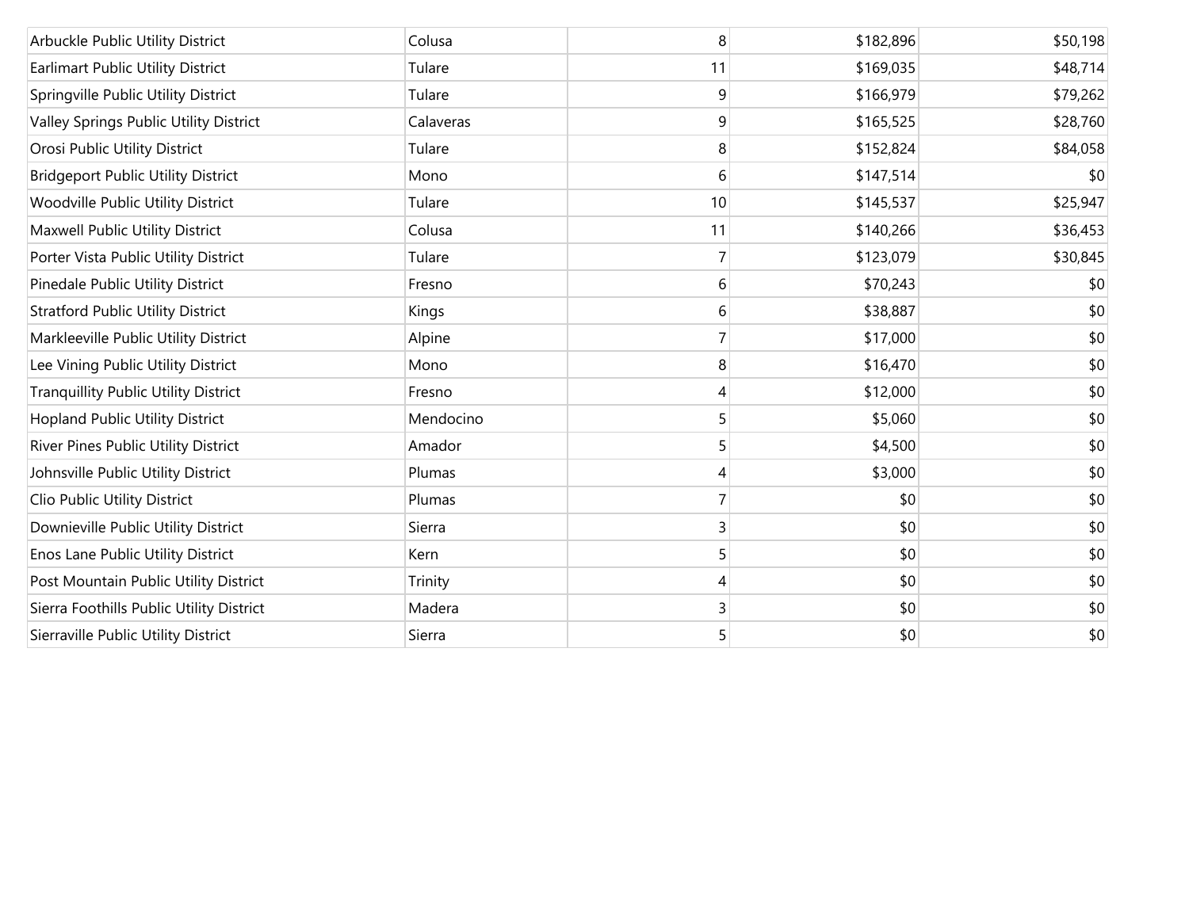| | | | | |
|---|---|---|---|---|
| Arbuckle Public Utility District | Colusa | 8 | $182,896 | $50,198 |
| Earlimart Public Utility District | Tulare | 11 | $169,035 | $48,714 |
| Springville Public Utility District | Tulare | 9 | $166,979 | $79,262 |
| Valley Springs Public Utility District | Calaveras | 9 | $165,525 | $28,760 |
| Orosi Public Utility District | Tulare | 8 | $152,824 | $84,058 |
| Bridgeport Public Utility District | Mono | 6 | $147,514 | $0 |
| Woodville Public Utility District | Tulare | 10 | $145,537 | $25,947 |
| Maxwell Public Utility District | Colusa | 11 | $140,266 | $36,453 |
| Porter Vista Public Utility District | Tulare | 7 | $123,079 | $30,845 |
| Pinedale Public Utility District | Fresno | 6 | $70,243 | $0 |
| Stratford Public Utility District | Kings | 6 | $38,887 | $0 |
| Markleeville Public Utility District | Alpine | 7 | $17,000 | $0 |
| Lee Vining Public Utility District | Mono | 8 | $16,470 | $0 |
| Tranquillity Public Utility District | Fresno | 4 | $12,000 | $0 |
| Hopland Public Utility District | Mendocino | 5 | $5,060 | $0 |
| River Pines Public Utility District | Amador | 5 | $4,500 | $0 |
| Johnsville Public Utility District | Plumas | 4 | $3,000 | $0 |
| Clio Public Utility District | Plumas | 7 | $0 | $0 |
| Downieville Public Utility District | Sierra | 3 | $0 | $0 |
| Enos Lane Public Utility District | Kern | 5 | $0 | $0 |
| Post Mountain Public Utility District | Trinity | 4 | $0 | $0 |
| Sierra Foothills Public Utility District | Madera | 3 | $0 | $0 |
| Sierraville Public Utility District | Sierra | 5 | $0 | $0 |